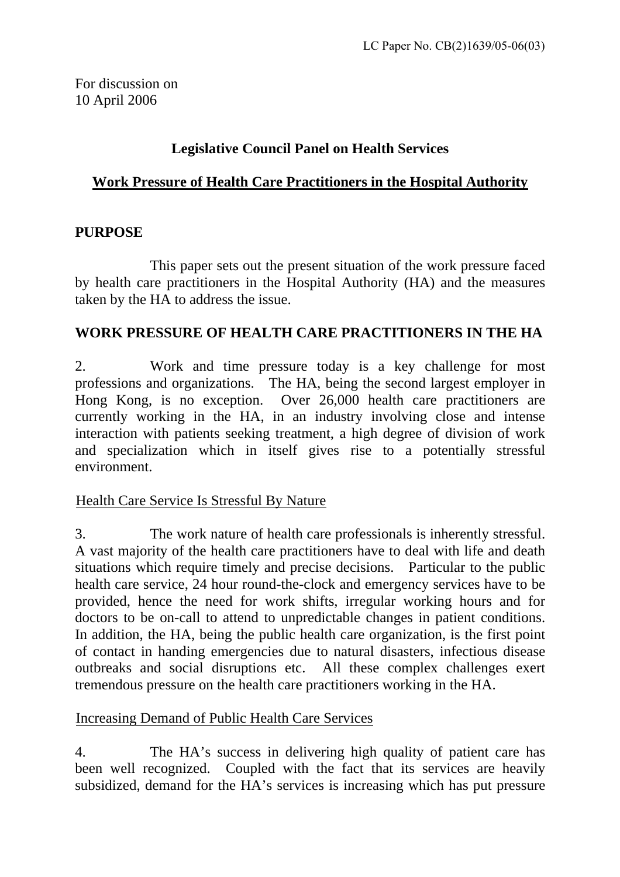LC Paper No. CB(2)1639/05-06(03)

For discussion on
10 April 2006

**Legislative Council Panel on Health Services**

**Work Pressure of Health Care Practitioners in the Hospital Authority**

## PURPOSE

This paper sets out the present situation of the work pressure faced by health care practitioners in the Hospital Authority (HA) and the measures taken by the HA to address the issue.

## WORK PRESSURE OF HEALTH CARE PRACTITIONERS IN THE HA

2. Work and time pressure today is a key challenge for most professions and organizations. The HA, being the second largest employer in Hong Kong, is no exception. Over 26,000 health care practitioners are currently working in the HA, in an industry involving close and intense interaction with patients seeking treatment, a high degree of division of work and specialization which in itself gives rise to a potentially stressful environment.

### Health Care Service Is Stressful By Nature

3. The work nature of health care professionals is inherently stressful. A vast majority of the health care practitioners have to deal with life and death situations which require timely and precise decisions. Particular to the public health care service, 24 hour round-the-clock and emergency services have to be provided, hence the need for work shifts, irregular working hours and for doctors to be on-call to attend to unpredictable changes in patient conditions. In addition, the HA, being the public health care organization, is the first point of contact in handing emergencies due to natural disasters, infectious disease outbreaks and social disruptions etc. All these complex challenges exert tremendous pressure on the health care practitioners working in the HA.

### Increasing Demand of Public Health Care Services

4. The HA's success in delivering high quality of patient care has been well recognized. Coupled with the fact that its services are heavily subsidized, demand for the HA's services is increasing which has put pressure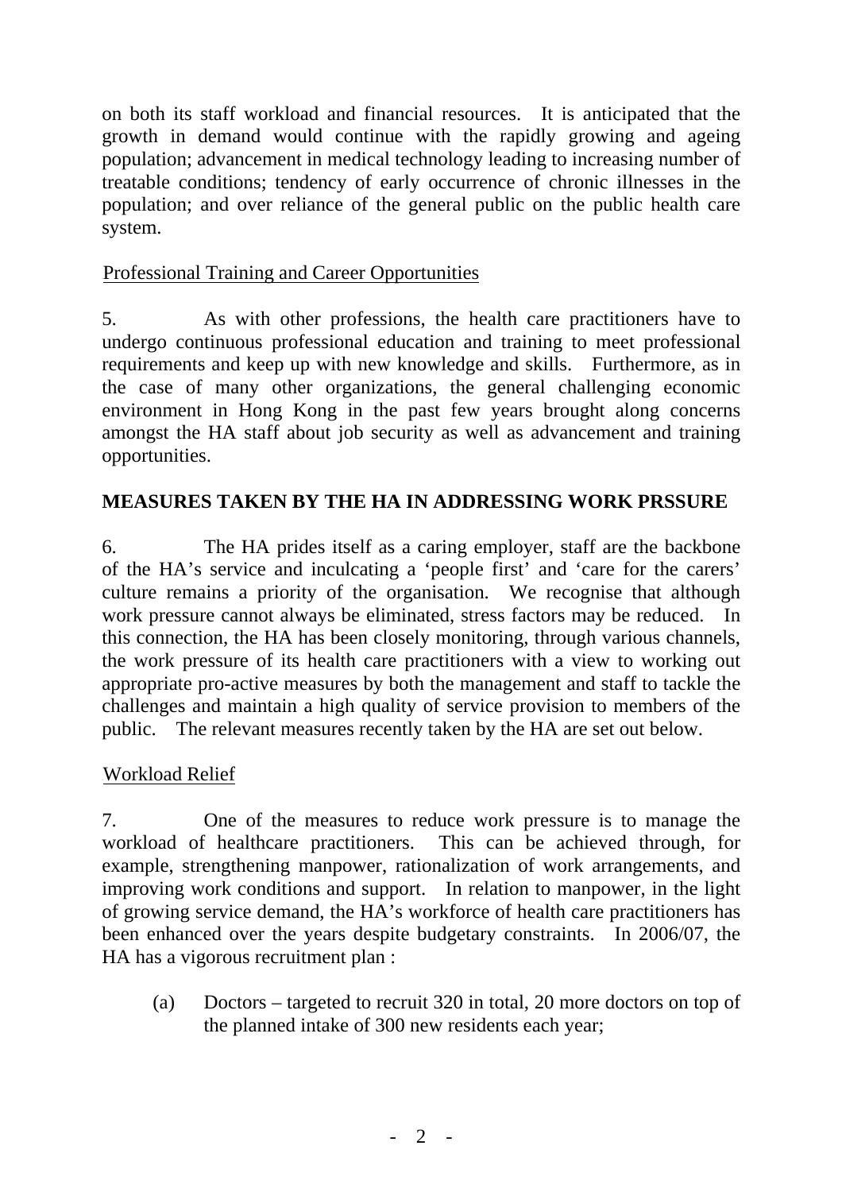on both its staff workload and financial resources. It is anticipated that the growth in demand would continue with the rapidly growing and ageing population; advancement in medical technology leading to increasing number of treatable conditions; tendency of early occurrence of chronic illnesses in the population; and over reliance of the general public on the public health care system.

Professional Training and Career Opportunities

5. As with other professions, the health care practitioners have to undergo continuous professional education and training to meet professional requirements and keep up with new knowledge and skills. Furthermore, as in the case of many other organizations, the general challenging economic environment in Hong Kong in the past few years brought along concerns amongst the HA staff about job security as well as advancement and training opportunities.

## MEASURES TAKEN BY THE HA IN ADDRESSING WORK PRSSURE

6. The HA prides itself as a caring employer, staff are the backbone of the HA's service and inculcating a 'people first' and 'care for the carers' culture remains a priority of the organisation. We recognise that although work pressure cannot always be eliminated, stress factors may be reduced. In this connection, the HA has been closely monitoring, through various channels, the work pressure of its health care practitioners with a view to working out appropriate pro-active measures by both the management and staff to tackle the challenges and maintain a high quality of service provision to members of the public. The relevant measures recently taken by the HA are set out below.

Workload Relief

7. One of the measures to reduce work pressure is to manage the workload of healthcare practitioners. This can be achieved through, for example, strengthening manpower, rationalization of work arrangements, and improving work conditions and support. In relation to manpower, in the light of growing service demand, the HA's workforce of health care practitioners has been enhanced over the years despite budgetary constraints. In 2006/07, the HA has a vigorous recruitment plan :

(a) Doctors – targeted to recruit 320 in total, 20 more doctors on top of the planned intake of 300 new residents each year;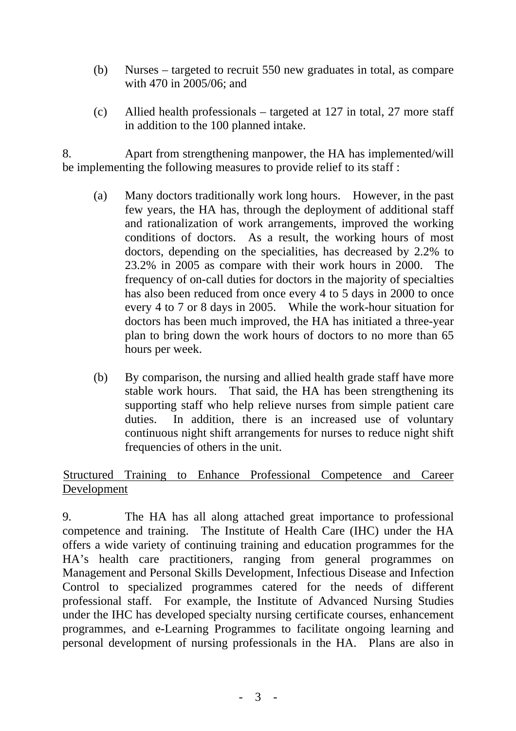(b) Nurses – targeted to recruit 550 new graduates in total, as compare with 470 in 2005/06; and

(c) Allied health professionals – targeted at 127 in total, 27 more staff in addition to the 100 planned intake.

8. Apart from strengthening manpower, the HA has implemented/will be implementing the following measures to provide relief to its staff :

(a) Many doctors traditionally work long hours. However, in the past few years, the HA has, through the deployment of additional staff and rationalization of work arrangements, improved the working conditions of doctors. As a result, the working hours of most doctors, depending on the specialities, has decreased by 2.2% to 23.2% in 2005 as compare with their work hours in 2000. The frequency of on-call duties for doctors in the majority of specialties has also been reduced from once every 4 to 5 days in 2000 to once every 4 to 7 or 8 days in 2005. While the work-hour situation for doctors has been much improved, the HA has initiated a three-year plan to bring down the work hours of doctors to no more than 65 hours per week.

(b) By comparison, the nursing and allied health grade staff have more stable work hours. That said, the HA has been strengthening its supporting staff who help relieve nurses from simple patient care duties. In addition, there is an increased use of voluntary continuous night shift arrangements for nurses to reduce night shift frequencies of others in the unit.

Structured Training to Enhance Professional Competence and Career Development

9. The HA has all along attached great importance to professional competence and training. The Institute of Health Care (IHC) under the HA offers a wide variety of continuing training and education programmes for the HA's health care practitioners, ranging from general programmes on Management and Personal Skills Development, Infectious Disease and Infection Control to specialized programmes catered for the needs of different professional staff. For example, the Institute of Advanced Nursing Studies under the IHC has developed specialty nursing certificate courses, enhancement programmes, and e-Learning Programmes to facilitate ongoing learning and personal development of nursing professionals in the HA. Plans are also in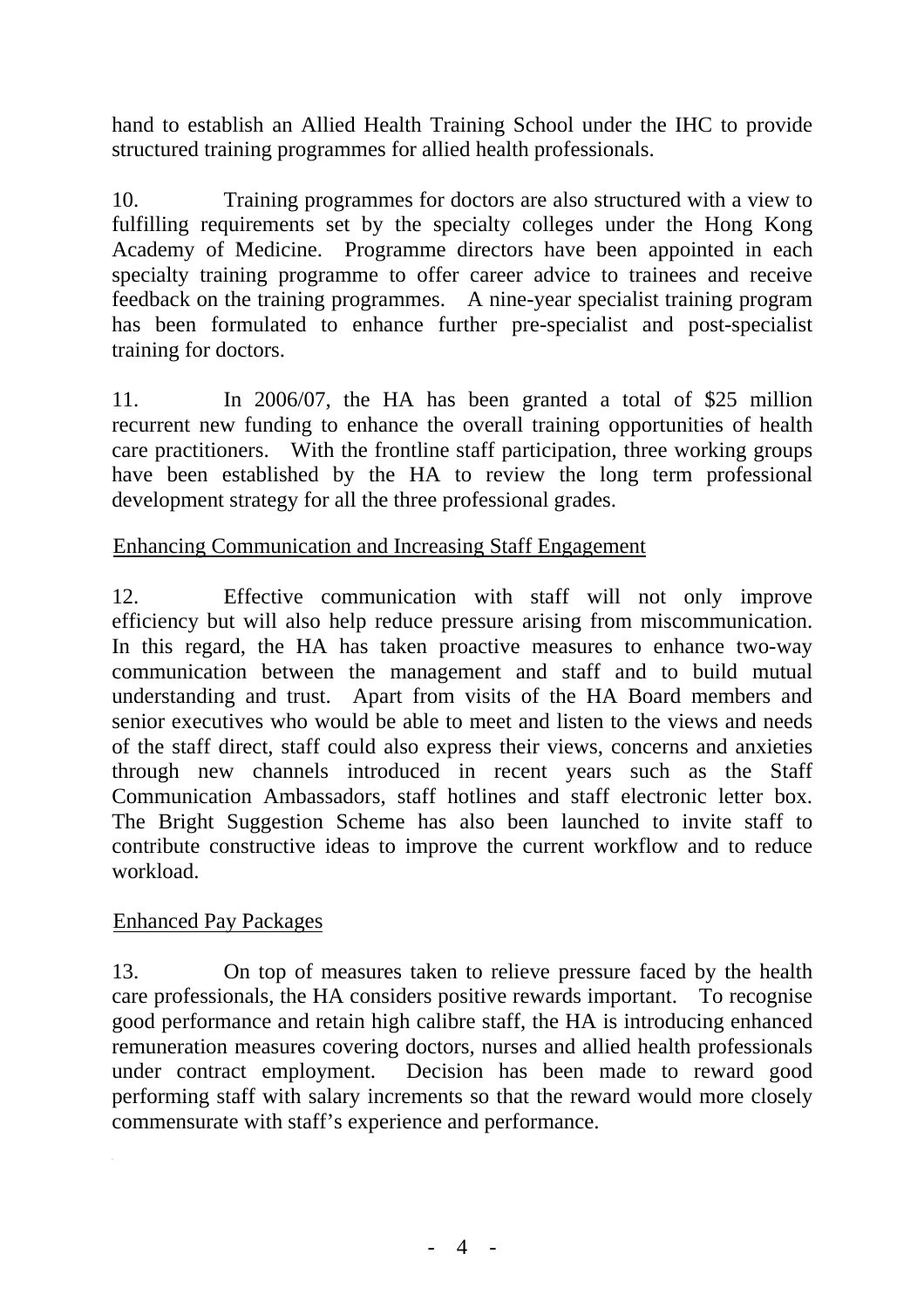hand to establish an Allied Health Training School under the IHC to provide structured training programmes for allied health professionals.

10. Training programmes for doctors are also structured with a view to fulfilling requirements set by the specialty colleges under the Hong Kong Academy of Medicine. Programme directors have been appointed in each specialty training programme to offer career advice to trainees and receive feedback on the training programmes. A nine-year specialist training program has been formulated to enhance further pre-specialist and post-specialist training for doctors.

11. In 2006/07, the HA has been granted a total of $25 million recurrent new funding to enhance the overall training opportunities of health care practitioners. With the frontline staff participation, three working groups have been established by the HA to review the long term professional development strategy for all the three professional grades.

<u>Enhancing Communication and Increasing Staff Engagement</u>

12. Effective communication with staff will not only improve efficiency but will also help reduce pressure arising from miscommunication. In this regard, the HA has taken proactive measures to enhance two-way communication between the management and staff and to build mutual understanding and trust. Apart from visits of the HA Board members and senior executives who would be able to meet and listen to the views and needs of the staff direct, staff could also express their views, concerns and anxieties through new channels introduced in recent years such as the Staff Communication Ambassadors, staff hotlines and staff electronic letter box. The Bright Suggestion Scheme has also been launched to invite staff to contribute constructive ideas to improve the current workflow and to reduce workload.

<u>Enhanced Pay Packages</u>

13. On top of measures taken to relieve pressure faced by the health care professionals, the HA considers positive rewards important. To recognise good performance and retain high calibre staff, the HA is introducing enhanced remuneration measures covering doctors, nurses and allied health professionals under contract employment. Decision has been made to reward good performing staff with salary increments so that the reward would more closely commensurate with staff's experience and performance.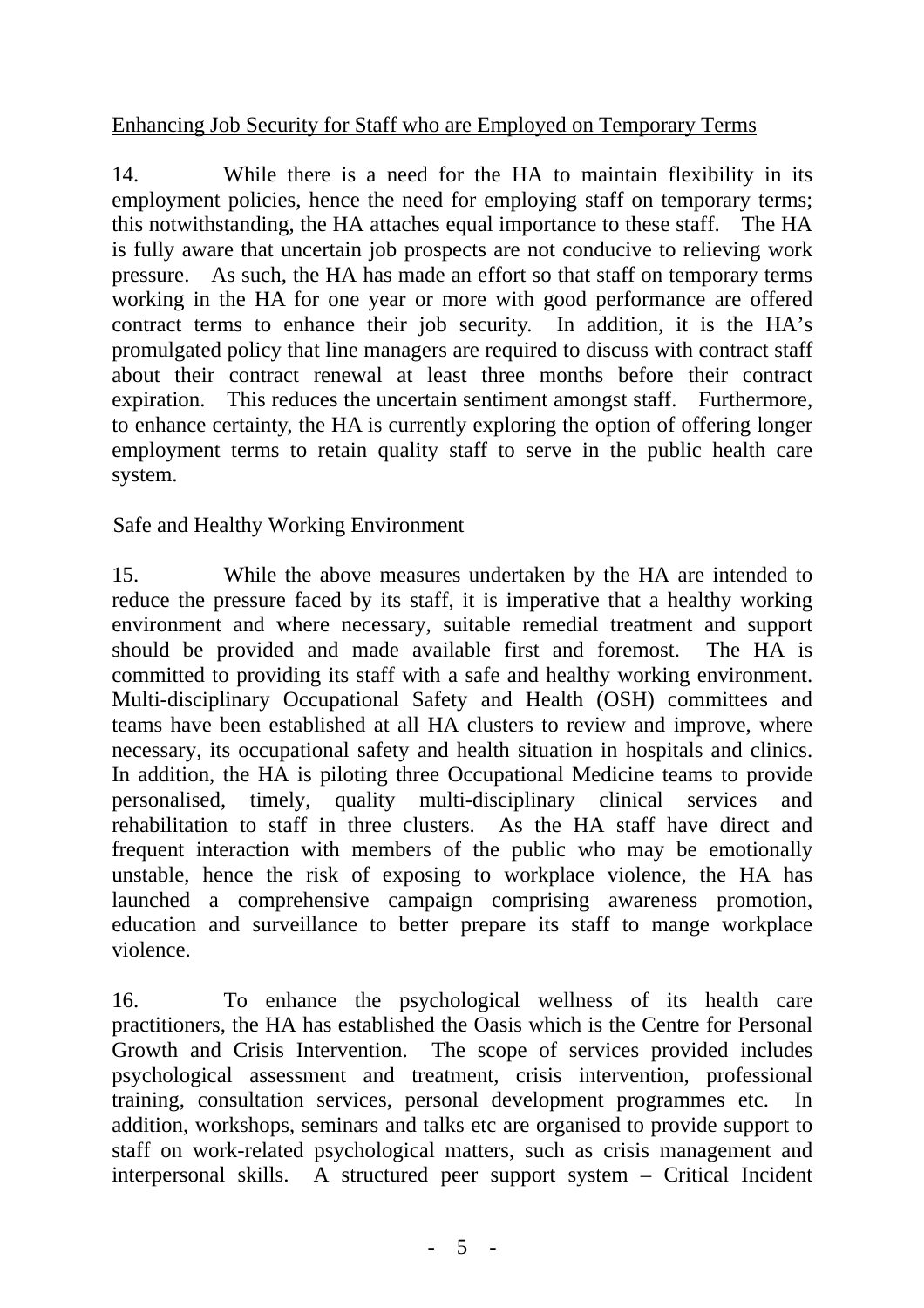Enhancing Job Security for Staff who are Employed on Temporary Terms

14. While there is a need for the HA to maintain flexibility in its employment policies, hence the need for employing staff on temporary terms; this notwithstanding, the HA attaches equal importance to these staff. The HA is fully aware that uncertain job prospects are not conducive to relieving work pressure. As such, the HA has made an effort so that staff on temporary terms working in the HA for one year or more with good performance are offered contract terms to enhance their job security. In addition, it is the HA's promulgated policy that line managers are required to discuss with contract staff about their contract renewal at least three months before their contract expiration. This reduces the uncertain sentiment amongst staff. Furthermore, to enhance certainty, the HA is currently exploring the option of offering longer employment terms to retain quality staff to serve in the public health care system.

Safe and Healthy Working Environment

15. While the above measures undertaken by the HA are intended to reduce the pressure faced by its staff, it is imperative that a healthy working environment and where necessary, suitable remedial treatment and support should be provided and made available first and foremost. The HA is committed to providing its staff with a safe and healthy working environment. Multi-disciplinary Occupational Safety and Health (OSH) committees and teams have been established at all HA clusters to review and improve, where necessary, its occupational safety and health situation in hospitals and clinics. In addition, the HA is piloting three Occupational Medicine teams to provide personalised, timely, quality multi-disciplinary clinical services and rehabilitation to staff in three clusters. As the HA staff have direct and frequent interaction with members of the public who may be emotionally unstable, hence the risk of exposing to workplace violence, the HA has launched a comprehensive campaign comprising awareness promotion, education and surveillance to better prepare its staff to mange workplace violence.

16. To enhance the psychological wellness of its health care practitioners, the HA has established the Oasis which is the Centre for Personal Growth and Crisis Intervention. The scope of services provided includes psychological assessment and treatment, crisis intervention, professional training, consultation services, personal development programmes etc. In addition, workshops, seminars and talks etc are organised to provide support to staff on work-related psychological matters, such as crisis management and interpersonal skills. A structured peer support system – Critical Incident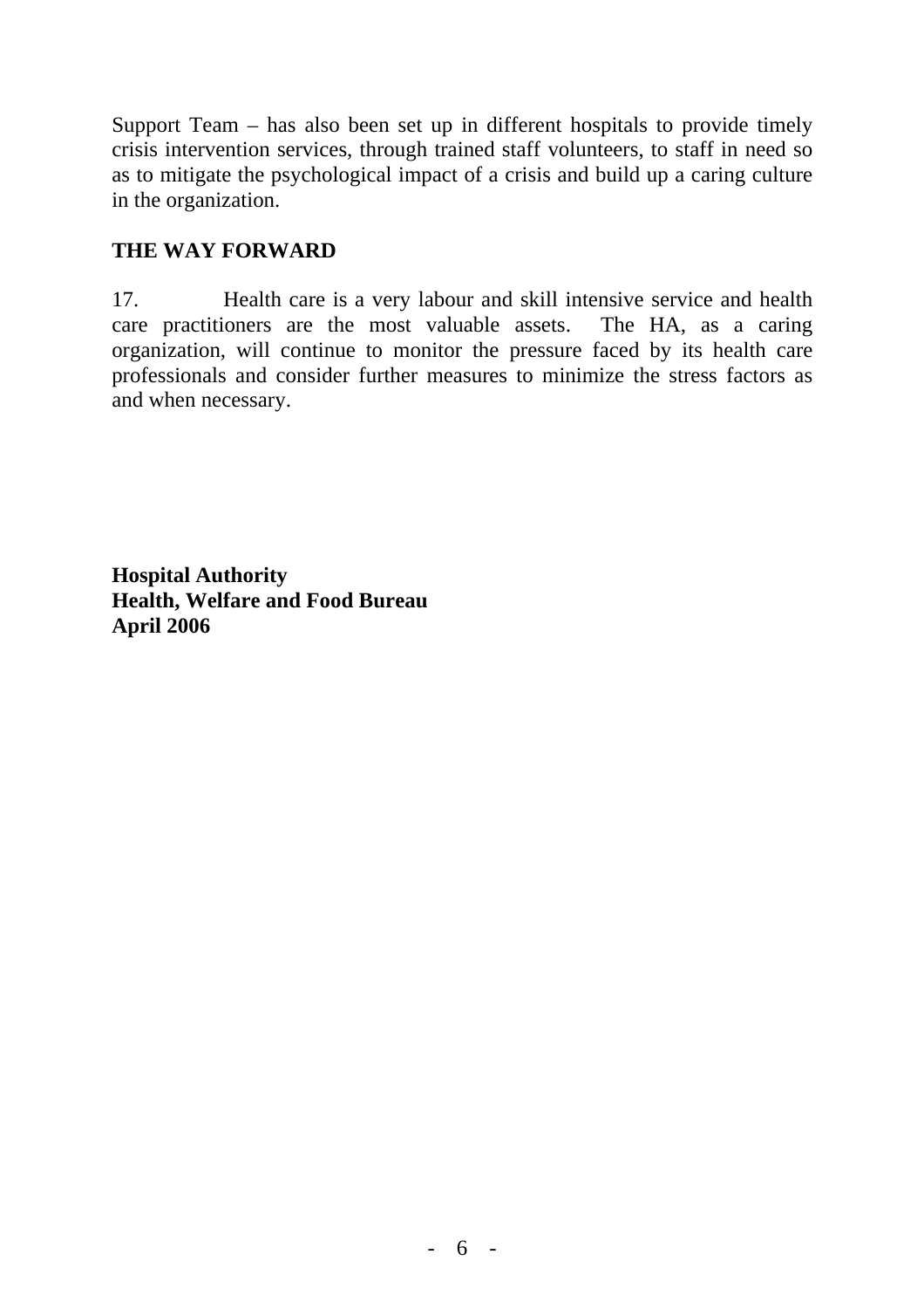Support Team – has also been set up in different hospitals to provide timely crisis intervention services, through trained staff volunteers, to staff in need so as to mitigate the psychological impact of a crisis and build up a caring culture in the organization.

## THE WAY FORWARD

17. Health care is a very labour and skill intensive service and health care practitioners are the most valuable assets. The HA, as a caring organization, will continue to monitor the pressure faced by its health care professionals and consider further measures to minimize the stress factors as and when necessary.

**Hospital Authority**
**Health, Welfare and Food Bureau**
**April 2006**